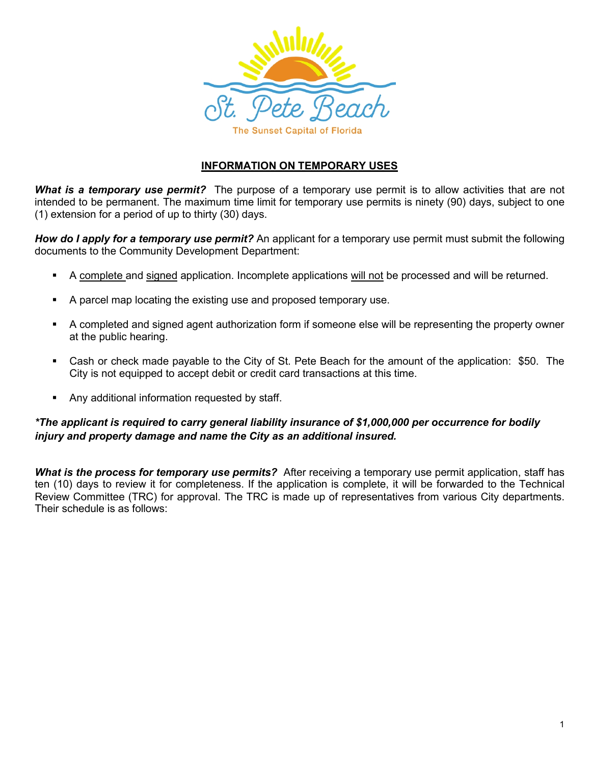St. Pete Beach

The Sunset Capital of Florida

## INFORMATION ON TEMPORARY USES

***What is a temporary use permit?*** The purpose of a temporary use permit is to allow activities that are not intended to be permanent. The maximum time limit for temporary use permits is ninety (90) days, subject to one (1) extension for a period of up to thirty (30) days.

***How do I apply for a temporary use permit?*** An applicant for a temporary use permit must submit the following documents to the Community Development Department:

- A complete and signed application. Incomplete applications will not be processed and will be returned.
- A parcel map locating the existing use and proposed temporary use.
- A completed and signed agent authorization form if someone else will be representing the property owner at the public hearing.
- Cash or check made payable to the City of St. Pete Beach for the amount of the application: $50. The City is not equipped to accept debit or credit card transactions at this time.
- Any additional information requested by staff.

***\*The applicant is required to carry general liability insurance of $1,000,000 per occurrence for bodily injury and property damage and name the City as an additional insured.***

***What is the process for temporary use permits?*** After receiving a temporary use permit application, staff has ten (10) days to review it for completeness. If the application is complete, it will be forwarded to the Technical Review Committee (TRC) for approval. The TRC is made up of representatives from various City departments. Their schedule is as follows: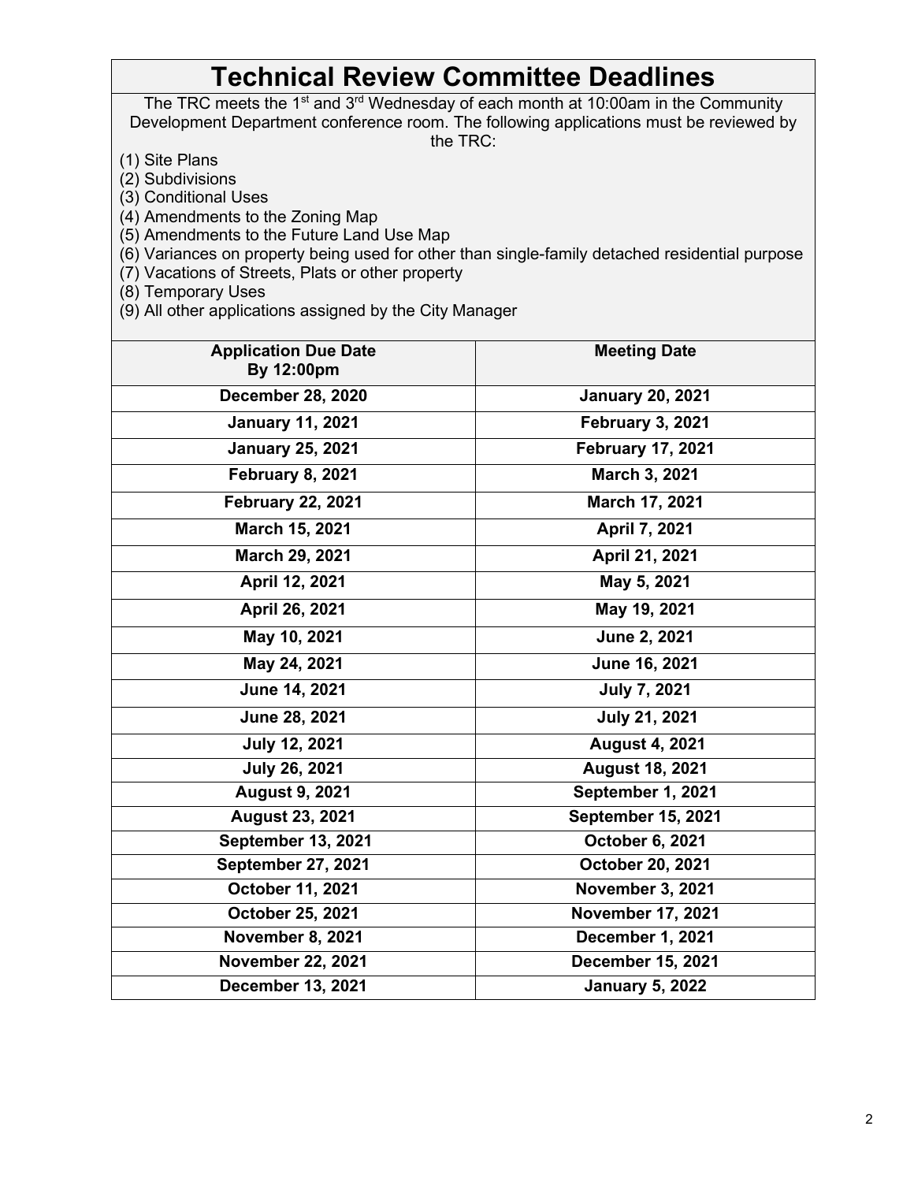# Technical Review Committee Deadlines

The TRC meets the 1st and 3rd Wednesday of each month at 10:00am in the Community Development Department conference room. The following applications must be reviewed by the TRC:

(1) Site Plans
(2) Subdivisions
(3) Conditional Uses
(4) Amendments to the Zoning Map
(5) Amendments to the Future Land Use Map
(6) Variances on property being used for other than single-family detached residential purpose
(7) Vacations of Streets, Plats or other property
(8) Temporary Uses
(9) All other applications assigned by the City Manager

| Application Due Date By 12:00pm | Meeting Date |
|---|---|
| December 28, 2020 | January 20, 2021 |
| January 11, 2021 | February 3, 2021 |
| January 25, 2021 | February 17, 2021 |
| February 8, 2021 | March 3, 2021 |
| February 22, 2021 | March 17, 2021 |
| March 15, 2021 | April 7, 2021 |
| March 29, 2021 | April 21, 2021 |
| April 12, 2021 | May 5, 2021 |
| April 26, 2021 | May 19, 2021 |
| May 10, 2021 | June 2, 2021 |
| May 24, 2021 | June 16, 2021 |
| June 14, 2021 | July 7, 2021 |
| June 28, 2021 | July 21, 2021 |
| July 12, 2021 | August 4, 2021 |
| July 26, 2021 | August 18, 2021 |
| August 9, 2021 | September 1, 2021 |
| August 23, 2021 | September 15, 2021 |
| September 13, 2021 | October 6, 2021 |
| September 27, 2021 | October 20, 2021 |
| October 11, 2021 | November 3, 2021 |
| October 25, 2021 | November 17, 2021 |
| November 8, 2021 | December 1, 2021 |
| November 22, 2021 | December 15, 2021 |
| December 13, 2021 | January 5, 2022 |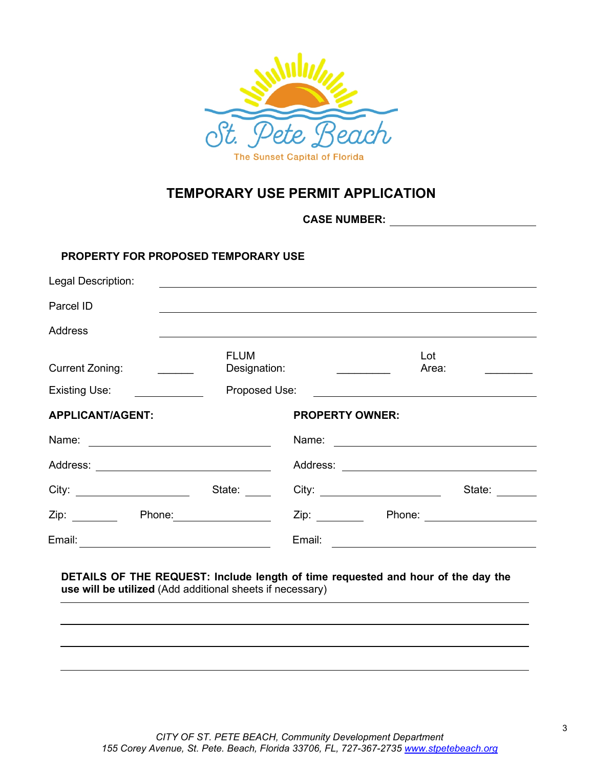# TEMPORARY USE PERMIT APPLICATION

**CASE NUMBER:** ______________________

**PROPERTY FOR PROPOSED TEMPORARY USE**

Legal Description: ______________________

Parcel ID ______________________

Address ______________________

Current Zoning: ______ FLUM Designation: ________ Lot Area: ________

Existing Use: __________ Proposed Use: ______________________

| **APPLICANT/AGENT:** | **PROPERTY OWNER:** |
|---|---|
| Name: | Name: |
| Address: | Address: |
| City: State: | City: State: |
| Zip: Phone: | Zip: Phone: |
| Email: | Email: |

**DETAILS OF THE REQUEST: Include length of time requested and hour of the day the use will be utilized** (Add additional sheets if necessary)

______________________________________________

______________________________________________

______________________________________________

______________________________________________

*CITY OF ST. PETE BEACH, Community Development Department*
*155 Corey Avenue, St. Pete. Beach, Florida 33706, FL, 727-367-2735 www.stpetebeach.org*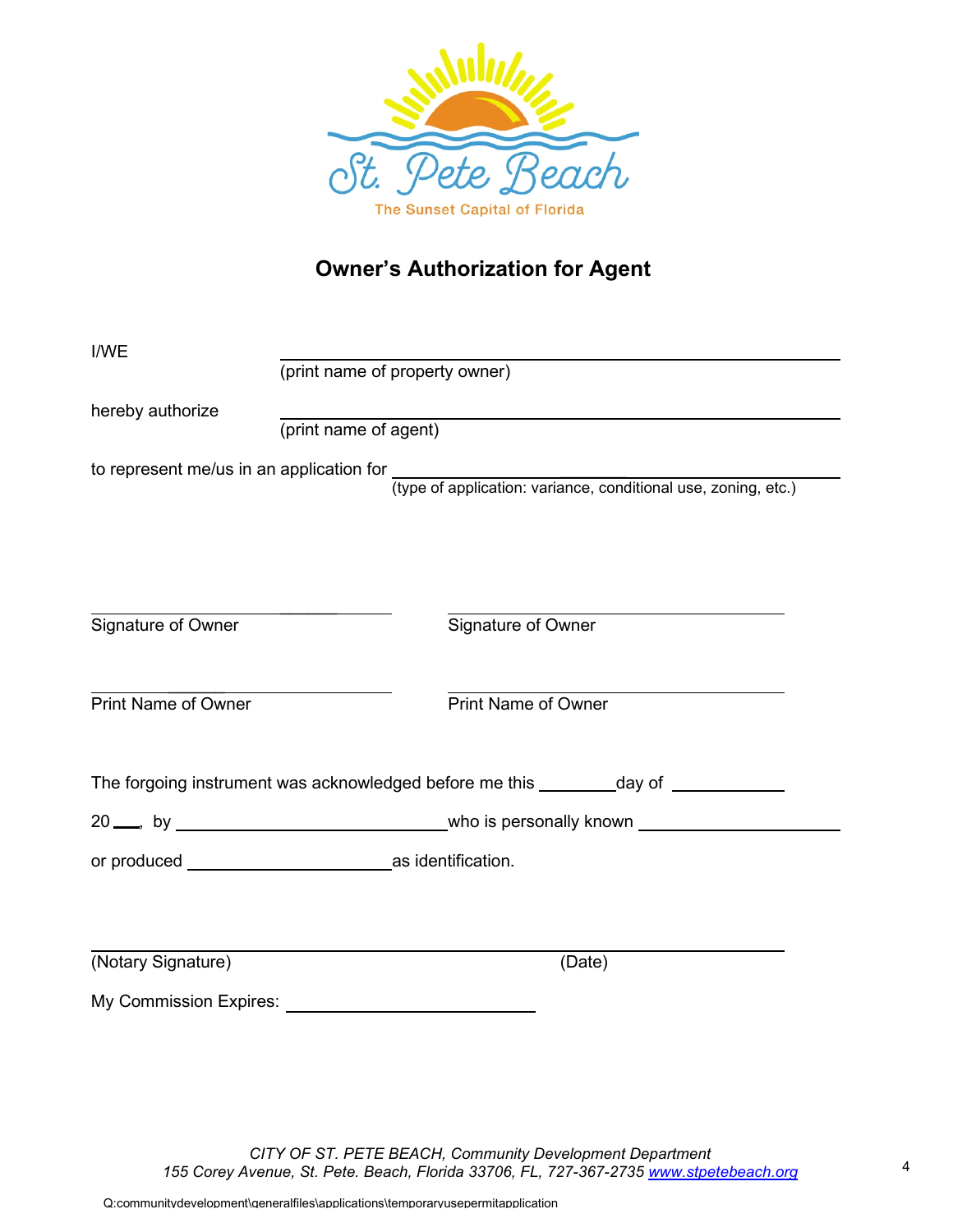St. Pete Beach
The Sunset Capital of Florida

## Owner's Authorization for Agent

I/WE ______________________________________________
(print name of property owner)

hereby authorize ______________________________________________
(print name of agent)

to represent me/us in an application for ______________________________________________
(type of application: variance, conditional use, zoning, etc.)

______________________________ &nbsp;&nbsp;&nbsp; ______________________________
Signature of Owner &nbsp;&nbsp;&nbsp; Signature of Owner

______________________________ &nbsp;&nbsp;&nbsp; ______________________________
Print Name of Owner &nbsp;&nbsp;&nbsp; Print Name of Owner

The forgoing instrument was acknowledged before me this ________day of ____________

20 ___, by ______________________________who is personally known ____________________

or produced ______________________as identification.

______________________________________________________________
(Notary Signature) &nbsp;&nbsp;&nbsp; (Date)

My Commission Expires: __________________________

*CITY OF ST. PETE BEACH, Community Development Department*
*155 Corey Avenue, St. Pete. Beach, Florida 33706, FL, 727-367-2735 www.stpetebeach.org*

Q:communitydevelopment\generalfiles\applications\temporaryusepermitapplication